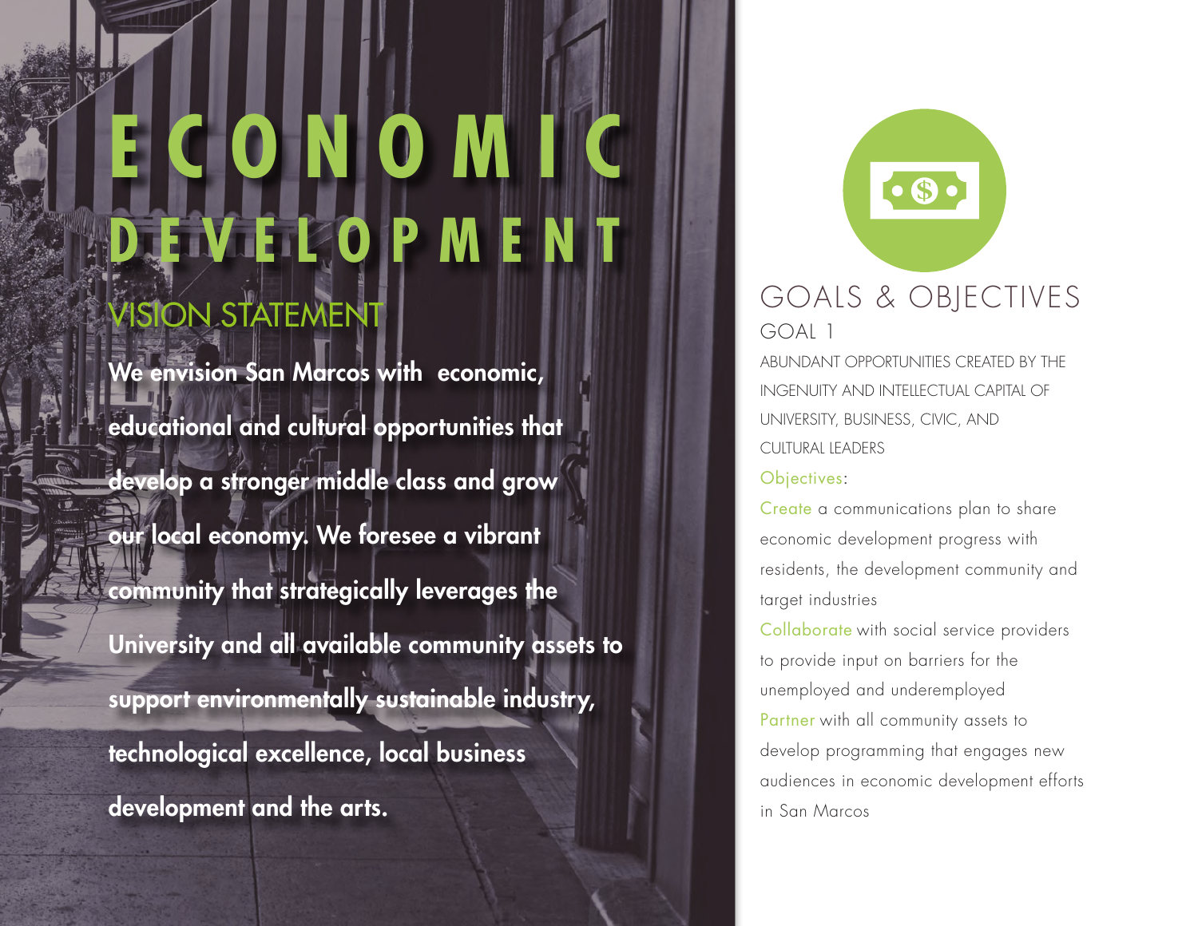# ECONOMIC DEVELOPMENT

## VISION STATEMENT

**We envision San Marcos with economic, educational and cultural opportunities that develop a stronger middle class and grow our local economy. We foresee a vibrant community that strategically leverages the University and all available community assets to support environmentally sustainable industry, technological excellence, local business development and the arts.**

## GOALS & OBJECTIVES

### GOAL 1

ABUNDANT OPPORTUNITIES CREATED BY THE INGENUITY AND INTELLECTUAL CAPITAL OF UNIVERSITY, BUSINESS, CIVIC, AND CULTURAL LEADERS

Objectives:

Create a communications plan to share economic development progress with residents, the development community and target industries

Collaborate with social service providers to provide input on barriers for the unemployed and underemployed

Partner with all community assets to develop programming that engages new audiences in economic development efforts in San Marcos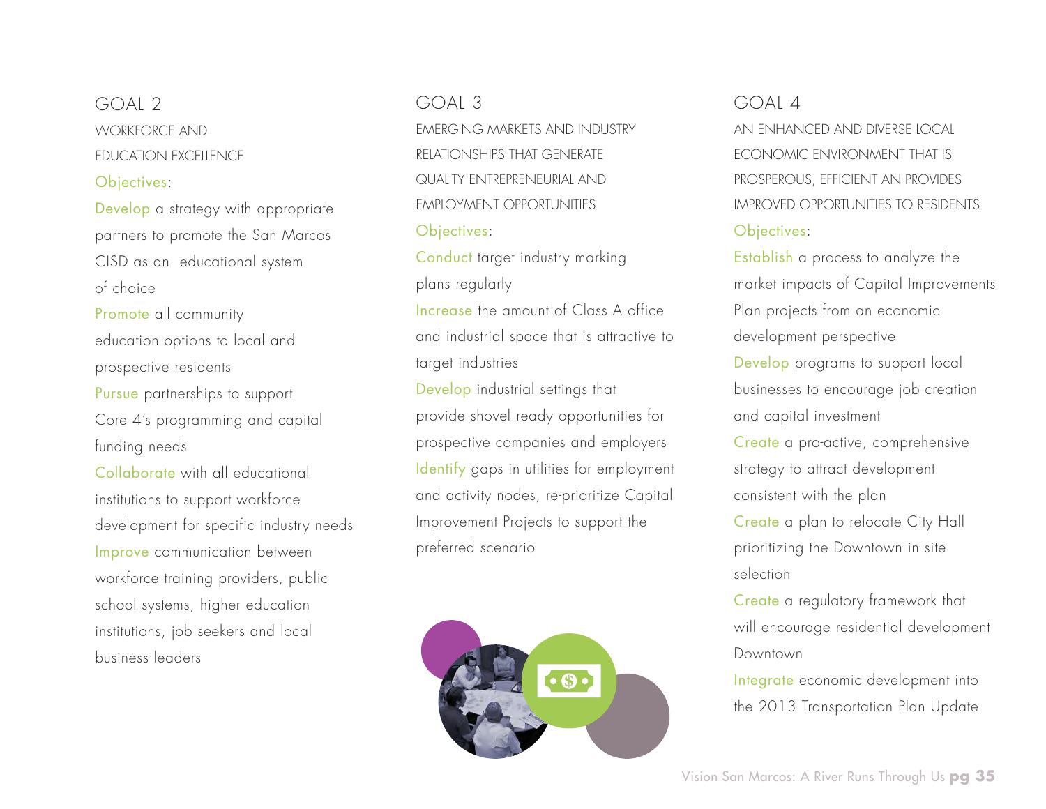## GOAL 2

WORKFORCE AND EDUCATION EXCELLENCE

Objectives:

- Develop a strategy with appropriate partners to promote the San Marcos CISD as an educational system of choice
- Promote all community education options to local and prospective residents
- Pursue partnerships to support Core 4's programming and capital funding needs
- Collaborate with all educational institutions to support workforce development for specific industry needs
- Improve communication between workforce training providers, public school systems, higher education institutions, job seekers and local business leaders

## GOAL 3

EMERGING MARKETS AND INDUSTRY RELATIONSHIPS THAT GENERATE QUALITY ENTREPRENEURIAL AND EMPLOYMENT OPPORTUNITIES

Objectives:

- Conduct target industry marking plans regularly
- Increase the amount of Class A office and industrial space that is attractive to target industries
- Develop industrial settings that provide shovel ready opportunities for prospective companies and employers
- Identify gaps in utilities for employment and activity nodes, re-prioritize Capital Improvement Projects to support the preferred scenario

## GOAL 4

AN ENHANCED AND DIVERSE LOCAL ECONOMIC ENVIRONMENT THAT IS PROSPEROUS, EFFICIENT AN PROVIDES IMPROVED OPPORTUNITIES TO RESIDENTS

Objectives:

- Establish a process to analyze the market impacts of Capital Improvements Plan projects from an economic development perspective
- Develop programs to support local businesses to encourage job creation and capital investment
- Create a pro-active, comprehensive strategy to attract development consistent with the plan
- Create a plan to relocate City Hall prioritizing the Downtown in site selection
- Create a regulatory framework that will encourage residential development Downtown
- Integrate economic development into the 2013 Transportation Plan Update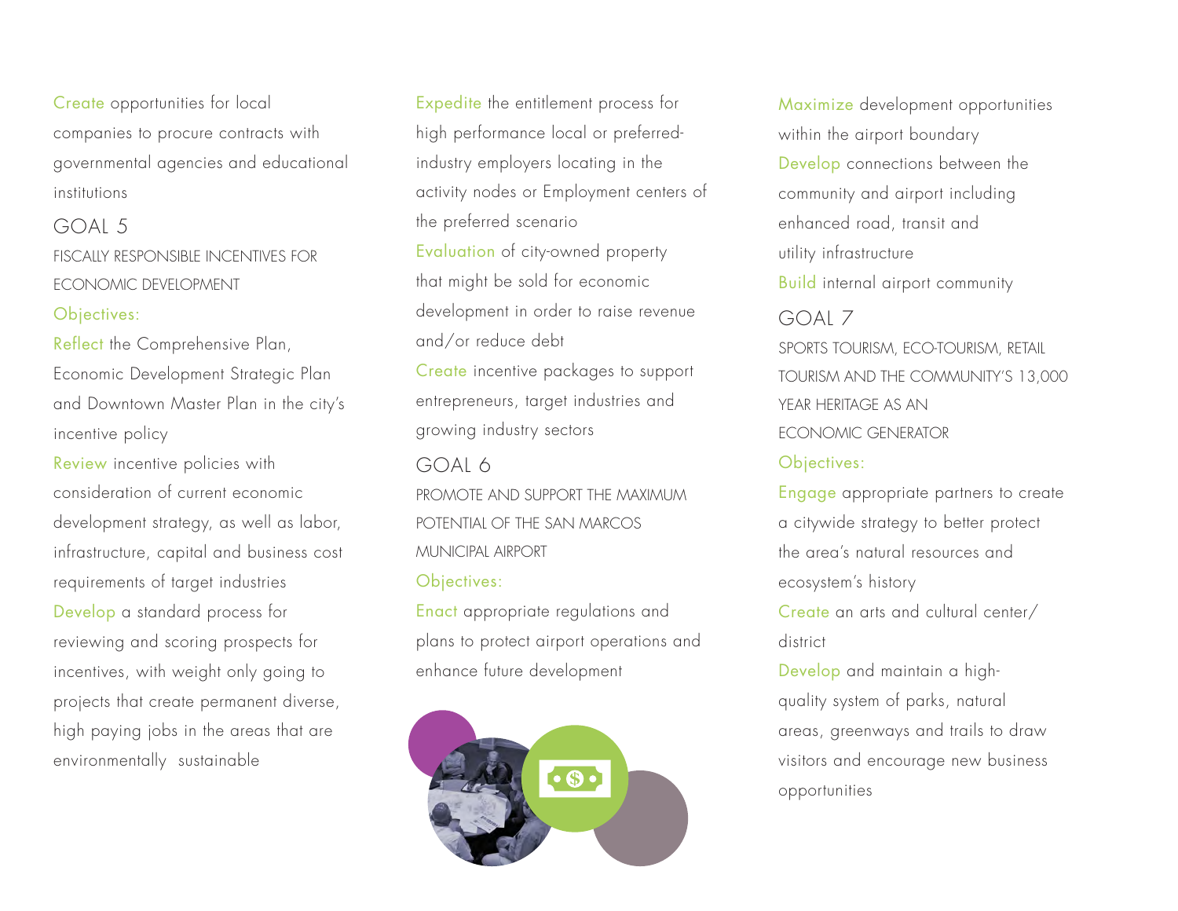**Create** opportunities for local companies to procure contracts with governmental agencies and educational institutions

## GOAL 5

### FISCALLY RESPONSIBLE INCENTIVES FOR ECONOMIC DEVELOPMENT

Objectives:

**Reflect** the Comprehensive Plan, Economic Development Strategic Plan and Downtown Master Plan in the city's incentive policy

**Review** incentive policies with consideration of current economic development strategy, as well as labor, infrastructure, capital and business cost requirements of target industries

**Develop** a standard process for reviewing and scoring prospects for incentives, with weight only going to projects that create permanent diverse, high paying jobs in the areas that are environmentally sustainable

**Expedite** the entitlement process for high performance local or preferred-industry employers locating in the activity nodes or Employment centers of the preferred scenario

**Evaluation** of city-owned property that might be sold for economic development in order to raise revenue and/or reduce debt

**Create** incentive packages to support entrepreneurs, target industries and growing industry sectors

## GOAL 6

### PROMOTE AND SUPPORT THE MAXIMUM POTENTIAL OF THE SAN MARCOS MUNICIPAL AIRPORT

Objectives:

**Enact** appropriate regulations and plans to protect airport operations and enhance future development

**Maximize** development opportunities within the airport boundary

**Develop** connections between the community and airport including enhanced road, transit and utility infrastructure

**Build** internal airport community

## GOAL 7

### SPORTS TOURISM, ECO-TOURISM, RETAIL TOURISM AND THE COMMUNITY'S 13,000 YEAR HERITAGE AS AN ECONOMIC GENERATOR

Objectives:

**Engage** appropriate partners to create a citywide strategy to better protect the area's natural resources and ecosystem's history

**Create** an arts and cultural center/district

**Develop** and maintain a high-quality system of parks, natural areas, greenways and trails to draw visitors and encourage new business opportunities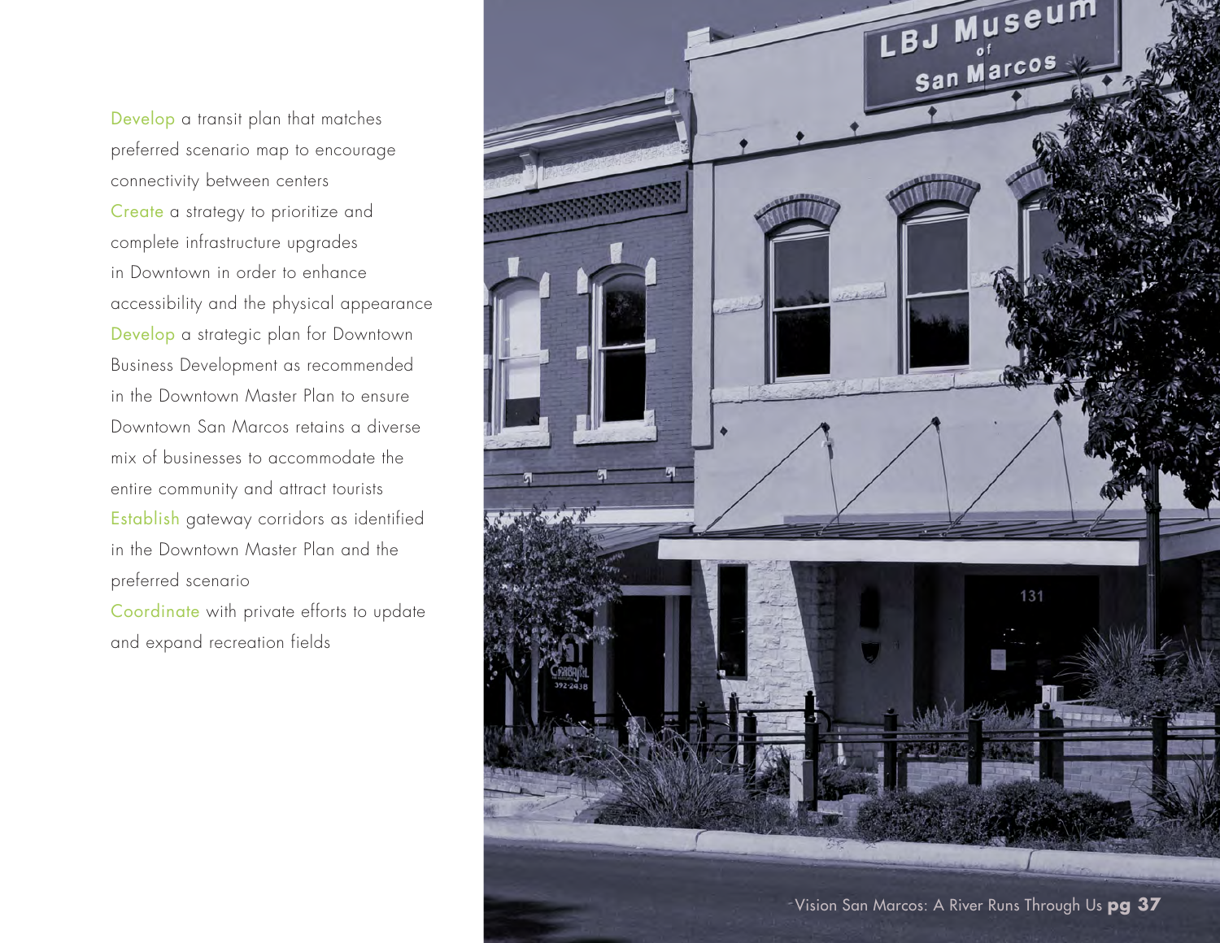Develop a transit plan that matches preferred scenario map to encourage connectivity between centers

Create a strategy to prioritize and complete infrastructure upgrades in Downtown in order to enhance accessibility and the physical appearance

Develop a strategic plan for Downtown Business Development as recommended in the Downtown Master Plan to ensure Downtown San Marcos retains a diverse mix of businesses to accommodate the entire community and attract tourists

Establish gateway corridors as identified in the Downtown Master Plan and the preferred scenario

Coordinate with private efforts to update and expand recreation fields